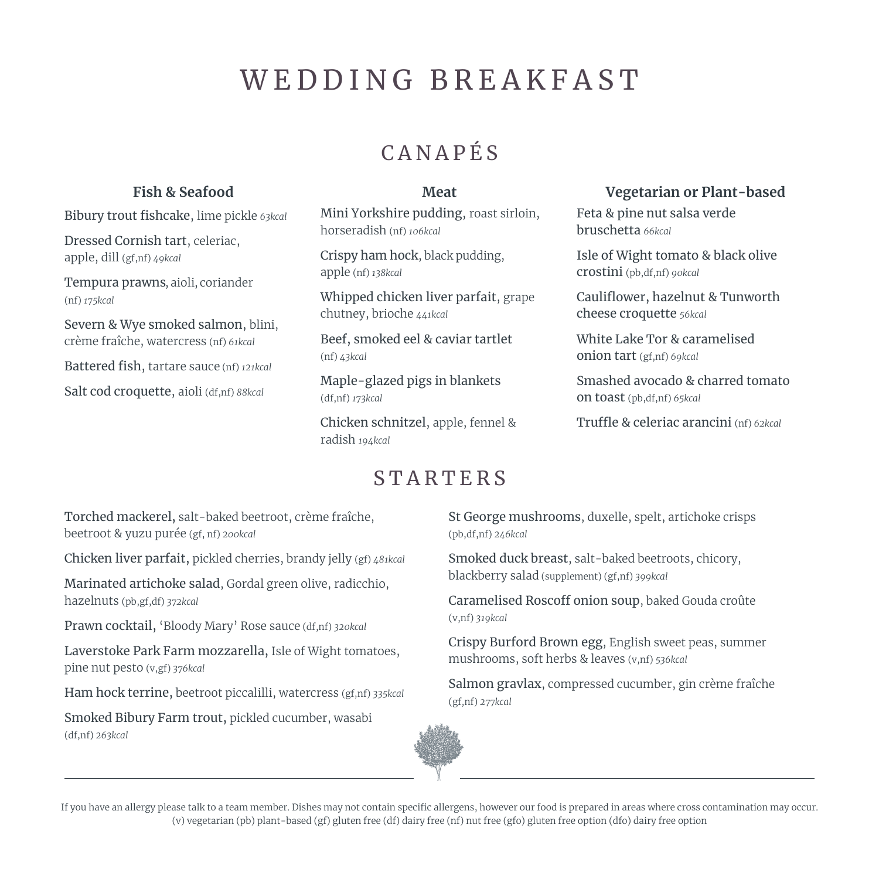# WEDDING BREAKFAST

## CANAPÉS

### Fish & Seafood

**Bibury trout fishcake**, lime pickle *63kcal*

**Dressed Cornish tart**, celeriac, apple, dill (gf,nf) *49kcal*

**Tempura prawns**, aioli, coriander (nf) *175kcal*

**Severn & Wye smoked salmon**, blini, crème fraîche, watercress (nf) *61kcal*

**Battered fish**, tartare sauce (nf) *121kcal*

**Salt cod croquette**, aioli (df,nf) *88kcal*

### Meat

**Mini Yorkshire pudding**, roast sirloin, horseradish (nf) *106kcal*

**Crispy ham hock**, black pudding, apple (nf) *138kcal*

**Whipped chicken liver parfait**, grape chutney, brioche *441kcal*

**Beef, smoked eel & caviar tartlet** (nf) *43kcal*

**Maple-glazed pigs in blankets** (df,nf) *173kcal*

**Chicken schnitzel**, apple, fennel & radish *194kcal*

### Vegetarian or Plant-based

**Feta & pine nut salsa verde bruschetta** *66kcal*

**Isle of Wight tomato & black olive crostini** (pb,df,nf) *90kcal*

**Cauliflower, hazelnut & Tunworth cheese croquette** *56kcal*

**White Lake Tor & caramelised onion tart** (gf,nf) *69kcal*

**Smashed avocado & charred tomato on toast** (pb,df,nf) *65kcal*

**Truffle & celeriac arancini** (nf) *62kcal*

## STARTERS

**Torched mackerel,** salt-baked beetroot, crème fraîche, beetroot & yuzu purée (gf, nf) *200kcal*

**Chicken liver parfait,** pickled cherries, brandy jelly (gf) *481kcal*

**Marinated artichoke salad**, Gordal green olive, radicchio, hazelnuts (pb,gf,df) *372kcal*

**Prawn cocktail,** 'Bloody Mary' Rose sauce (df,nf) *320kcal*

**Laverstoke Park Farm mozzarella,** Isle of Wight tomatoes, pine nut pesto (v,gf) *376kcal*

**Ham hock terrine,** beetroot piccalilli, watercress (gf,nf) *335kcal*

**Smoked Bibury Farm trout,** pickled cucumber, wasabi (df,nf) *263kcal*

**St George mushrooms**, duxelle, spelt, artichoke crisps (pb,df,nf) *246kcal*

**Smoked duck breast**, salt-baked beetroots, chicory, blackberry salad (supplement) (gf,nf) *399kcal*

**Caramelised Roscoff onion soup**, baked Gouda croûte (v,nf) *319kcal*

**Crispy Burford Brown egg**, English sweet peas, summer mushrooms, soft herbs & leaves (v,nf) *536kcal*

**Salmon gravlax**, compressed cucumber, gin crème fraîche (gf,nf) *277kcal*

---

If you have an allergy please talk to a team member. Dishes may not contain specific allergens, however our food is prepared in areas where cross contamination may occur.
(v) vegetarian (pb) plant-based (gf) gluten free (df) dairy free (nf) nut free (gfo) gluten free option (dfo) dairy free option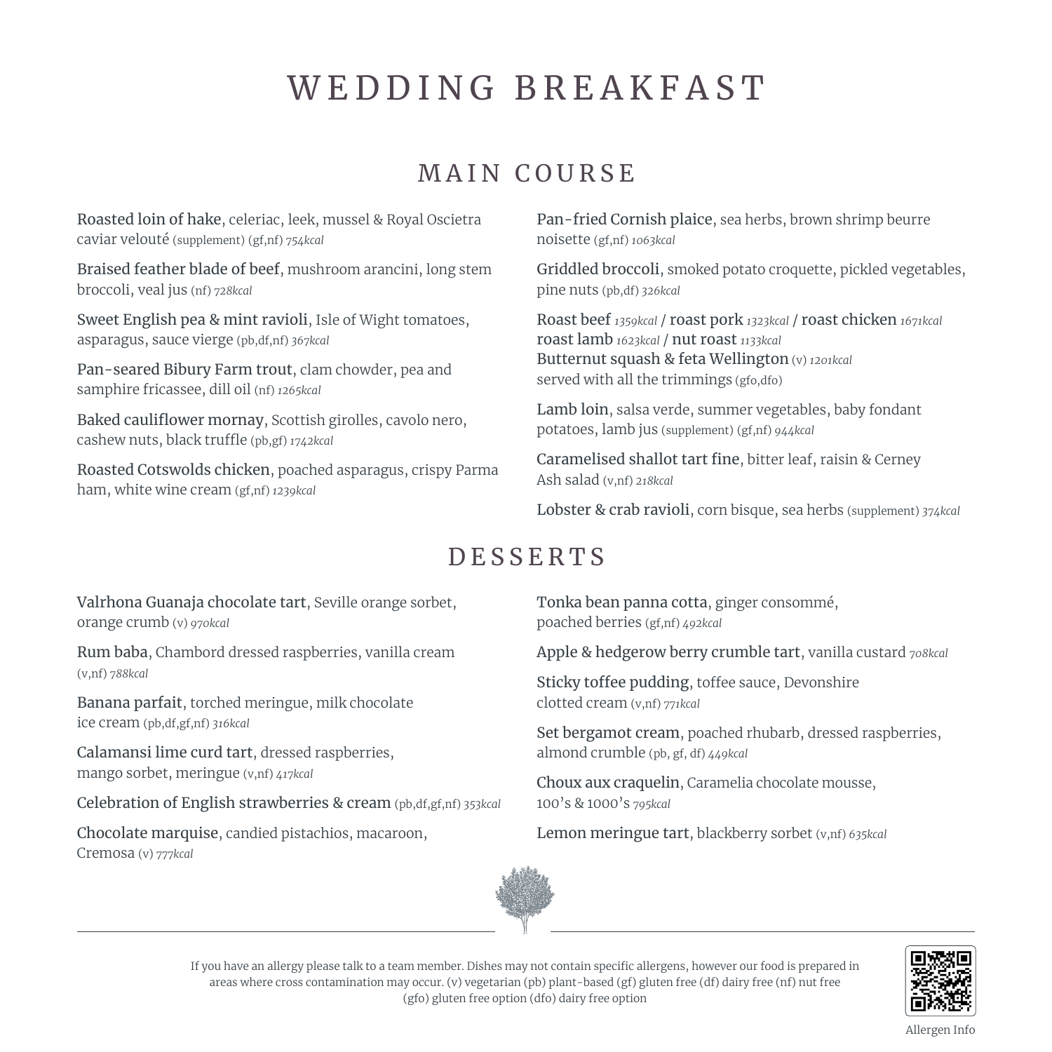# WEDDING BREAKFAST

## MAIN COURSE

**Roasted loin of hake**, celeriac, leek, mussel & Royal Oscietra caviar velouté (supplement) (gf,nf) *754kcal*

**Braised feather blade of beef**, mushroom arancini, long stem broccoli, veal jus (nf) *728kcal*

**Sweet English pea & mint ravioli**, Isle of Wight tomatoes, asparagus, sauce vierge (pb,df,nf) *367kcal*

**Pan-seared Bibury Farm trout**, clam chowder, pea and samphire fricassee, dill oil (nf) *1265kcal*

**Baked cauliflower mornay**, Scottish girolles, cavolo nero, cashew nuts, black truffle (pb,gf) *1742kcal*

**Roasted Cotswolds chicken**, poached asparagus, crispy Parma ham, white wine cream (gf,nf) *1239kcal*

**Pan-fried Cornish plaice**, sea herbs, brown shrimp beurre noisette (gf,nf) *1063kcal*

**Griddled broccoli**, smoked potato croquette, pickled vegetables, pine nuts (pb,df) *326kcal*

**Roast beef** *1359kcal* / **roast pork** *1323kcal* / **roast chicken** *1671kcal*
**roast lamb** *1623kcal* / **nut roast** *1133kcal*
**Butternut squash & feta Wellington** (v) *1201kcal*
served with all the trimmings (gfo,dfo)

**Lamb loin**, salsa verde, summer vegetables, baby fondant potatoes, lamb jus (supplement) (gf,nf) *944kcal*

**Caramelised shallot tart fine**, bitter leaf, raisin & Cerney Ash salad (v,nf) *218kcal*

**Lobster & crab ravioli**, corn bisque, sea herbs (supplement) *374kcal*

## DESSERTS

**Valrhona Guanaja chocolate tart**, Seville orange sorbet, orange crumb (v) *970kcal*

**Rum baba**, Chambord dressed raspberries, vanilla cream (v,nf) *788kcal*

**Banana parfait**, torched meringue, milk chocolate ice cream (pb,df,gf,nf) *316kcal*

**Calamansi lime curd tart**, dressed raspberries, mango sorbet, meringue (v,nf) *417kcal*

**Celebration of English strawberries & cream** (pb,df,gf,nf) *353kcal*

**Chocolate marquise**, candied pistachios, macaroon, Cremosa (v) *777kcal*

**Tonka bean panna cotta**, ginger consommé, poached berries (gf,nf) *492kcal*

**Apple & hedgerow berry crumble tart**, vanilla custard *708kcal*

**Sticky toffee pudding**, toffee sauce, Devonshire clotted cream (v,nf) *771kcal*

**Set bergamot cream**, poached rhubarb, dressed raspberries, almond crumble (pb, gf, df) *449kcal*

**Choux aux craquelin**, Caramelia chocolate mousse, 100's & 1000's *795kcal*

**Lemon meringue tart**, blackberry sorbet (v,nf) *635kcal*

---

If you have an allergy please talk to a team member. Dishes may not contain specific allergens, however our food is prepared in areas where cross contamination may occur. (v) vegetarian (pb) plant-based (gf) gluten free (df) dairy free (nf) nut free (gfo) gluten free option (dfo) dairy free option

Allergen Info